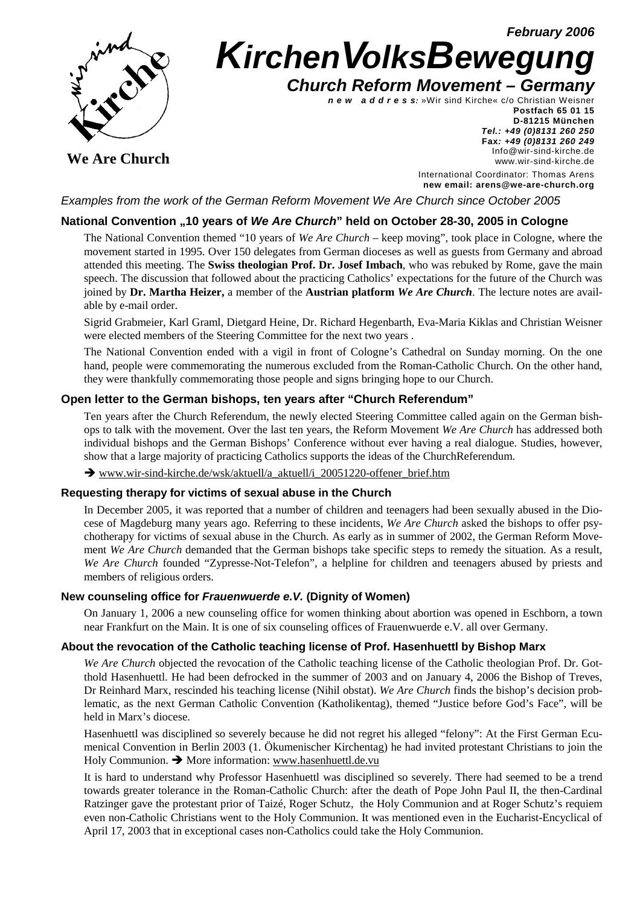February 2006

# KirchenVolksBewegung

## Church Reform Movement – Germany

We Are Church

*new address:* »Wir sind Kirche« c/o Christian Weisner
**Postfach 65 01 15**
**D-81215 München**
**Tel.: +49 (0)8131 260 250**
**Fax: +49 (0)8131 260 249**
Info@wir-sind-kirche.de
www.wir-sind-kirche.de

International Coordinator: Thomas Arens
**new email: arens@we-are-church.org**

*Examples from the work of the German Reform Movement We Are Church since October 2005*

### National Convention „10 years of *We Are Church*" held on October 28-30, 2005 in Cologne

The National Convention themed "10 years of *We Are Church* – keep moving", took place in Cologne, where the movement started in 1995. Over 150 delegates from German dioceses as well as guests from Germany and abroad attended this meeting. The **Swiss theologian Prof. Dr. Josef Imbach**, who was rebuked by Rome, gave the main speech. The discussion that followed about the practicing Catholics' expectations for the future of the Church was joined by **Dr. Martha Heizer,** a member of the **Austrian platform *We Are Church***. The lecture notes are available by e-mail order.

Sigrid Grabmeier, Karl Graml, Dietgard Heine, Dr. Richard Hegenbarth, Eva-Maria Kiklas and Christian Weisner were elected members of the Steering Committee for the next two years .

The National Convention ended with a vigil in front of Cologne's Cathedral on Sunday morning. On the one hand, people were commemorating the numerous excluded from the Roman-Catholic Church. On the other hand, they were thankfully commemorating those people and signs bringing hope to our Church.

### Open letter to the German bishops, ten years after "Church Referendum"

Ten years after the Church Referendum, the newly elected Steering Committee called again on the German bishops to talk with the movement. Over the last ten years, the Reform Movement *We Are Church* has addressed both individual bishops and the German Bishops' Conference without ever having a real dialogue. Studies, however, show that a large majority of practicing Catholics supports the ideas of the ChurchReferendum.

➔ www.wir-sind-kirche.de/wsk/aktuell/a_aktuell/i_20051220-offener_brief.htm

### Requesting therapy for victims of sexual abuse in the Church

In December 2005, it was reported that a number of children and teenagers had been sexually abused in the Diocese of Magdeburg many years ago. Referring to these incidents, *We Are Church* asked the bishops to offer psychotherapy for victims of sexual abuse in the Church. As early as in summer of 2002, the German Reform Movement *We Are Church* demanded that the German bishops take specific steps to remedy the situation. As a result, *We Are Church* founded "Zypresse-Not-Telefon", a helpline for children and teenagers abused by priests and members of religious orders.

### New counseling office for *Frauenwuerde e.V.* (Dignity of Women)

On January 1, 2006 a new counseling office for women thinking about abortion was opened in Eschborn, a town near Frankfurt on the Main. It is one of six counseling offices of Frauenwuerde e.V. all over Germany.

### About the revocation of the Catholic teaching license of Prof. Hasenhuettl by Bishop Marx

*We Are Church* objected the revocation of the Catholic teaching license of the Catholic theologian Prof. Dr. Gotthold Hasenhuettl. He had been defrocked in the summer of 2003 and on January 4, 2006 the Bishop of Treves, Dr Reinhard Marx, rescinded his teaching license (Nihil obstat). *We Are Church* finds the bishop's decision problematic, as the next German Catholic Convention (Katholikentag), themed "Justice before God's Face", will be held in Marx's diocese.

Hasenhuettl was disciplined so severely because he did not regret his alleged "felony": At the First German Ecumenical Convention in Berlin 2003 (1. Ökumenischer Kirchentag) he had invited protestant Christians to join the Holy Communion. ➔ More information: www.hasenhuettl.de.vu

It is hard to understand why Professor Hasenhuettl was disciplined so severely. There had seemed to be a trend towards greater tolerance in the Roman-Catholic Church: after the death of Pope John Paul II, the then-Cardinal Ratzinger gave the protestant prior of Taizé, Roger Schutz, the Holy Communion and at Roger Schutz's requiem even non-Catholic Christians went to the Holy Communion. It was mentioned even in the Eucharist-Encyclical of April 17, 2003 that in exceptional cases non-Catholics could take the Holy Communion.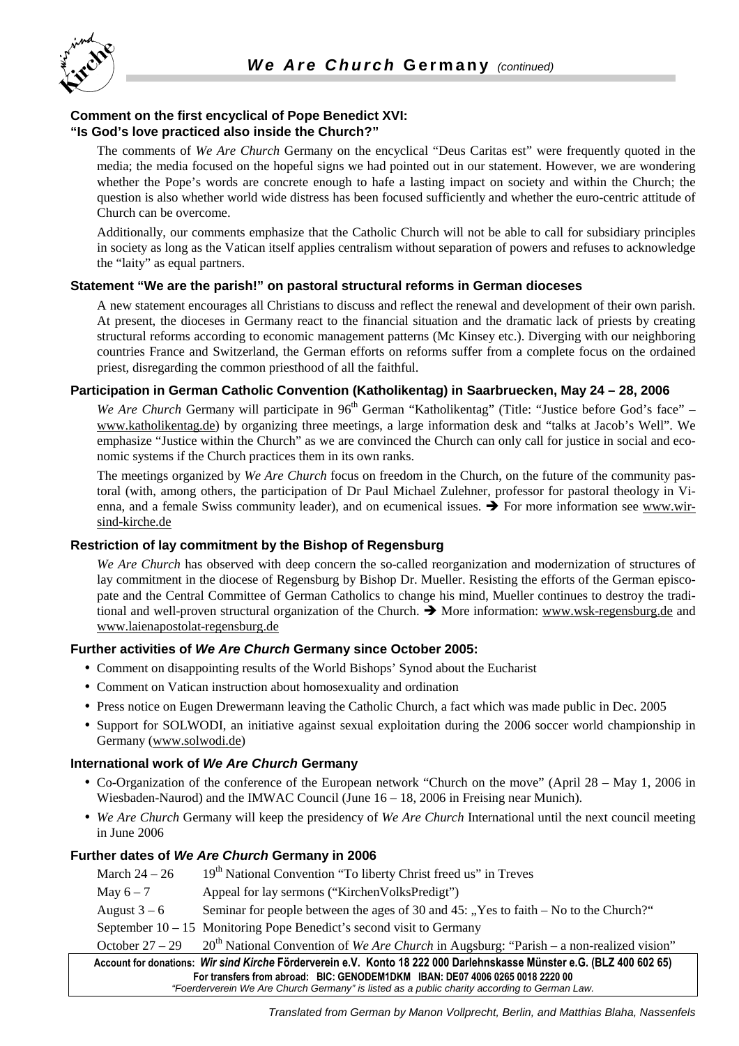## We Are Church Germany *(continued)*

### Comment on the first encyclical of Pope Benedict XVI: "Is God's love practiced also inside the Church?"

The comments of *We Are Church* Germany on the encyclical "Deus Caritas est" were frequently quoted in the media; the media focused on the hopeful signs we had pointed out in our statement. However, we are wondering whether the Pope's words are concrete enough to hafe a lasting impact on society and within the Church; the question is also whether world wide distress has been focused sufficiently and whether the euro-centric attitude of Church can be overcome.

Additionally, our comments emphasize that the Catholic Church will not be able to call for subsidiary principles in society as long as the Vatican itself applies centralism without separation of powers and refuses to acknowledge the "laity" as equal partners.

### Statement "We are the parish!" on pastoral structural reforms in German dioceses

A new statement encourages all Christians to discuss and reflect the renewal and development of their own parish. At present, the dioceses in Germany react to the financial situation and the dramatic lack of priests by creating structural reforms according to economic management patterns (Mc Kinsey etc.). Diverging with our neighboring countries France and Switzerland, the German efforts on reforms suffer from a complete focus on the ordained priest, disregarding the common priesthood of all the faithful.

### Participation in German Catholic Convention (Katholikentag) in Saarbruecken, May 24 – 28, 2006

*We Are Church* Germany will participate in 96th German "Katholikentag" (Title: "Justice before God's face" – www.katholikentag.de) by organizing three meetings, a large information desk and "talks at Jacob's Well". We emphasize "Justice within the Church" as we are convinced the Church can only call for justice in social and economic systems if the Church practices them in its own ranks.

The meetings organized by *We Are Church* focus on freedom in the Church, on the future of the community pastoral (with, among others, the participation of Dr Paul Michael Zulehner, professor for pastoral theology in Vienna, and a female Swiss community leader), and on ecumenical issues. ➔ For more information see www.wir-sind-kirche.de

### Restriction of lay commitment by the Bishop of Regensburg

*We Are Church* has observed with deep concern the so-called reorganization and modernization of structures of lay commitment in the diocese of Regensburg by Bishop Dr. Mueller. Resisting the efforts of the German episcopate and the Central Committee of German Catholics to change his mind, Mueller continues to destroy the traditional and well-proven structural organization of the Church. ➔ More information: www.wsk-regensburg.de and www.laienapostolat-regensburg.de

### Further activities of *We Are Church* Germany since October 2005:

- Comment on disappointing results of the World Bishops' Synod about the Eucharist
- Comment on Vatican instruction about homosexuality and ordination
- Press notice on Eugen Drewermann leaving the Catholic Church, a fact which was made public in Dec. 2005
- Support for SOLWODI, an initiative against sexual exploitation during the 2006 soccer world championship in Germany (www.solwodi.de)

### International work of *We Are Church* Germany

- Co-Organization of the conference of the European network "Church on the move" (April 28 – May 1, 2006 in Wiesbaden-Naurod) and the IMWAC Council (June 16 – 18, 2006 in Freising near Munich).
- *We Are Church* Germany will keep the presidency of *We Are Church* International until the next council meeting in June 2006

### Further dates of *We Are Church* Germany in 2006

| | |
|---|---|
| March 24 – 26 | 19th National Convention "To liberty Christ freed us" in Treves |
| May 6 – 7 | Appeal for lay sermons ("KirchenVolksPredigt") |
| August 3 – 6 | Seminar for people between the ages of 30 and 45: „Yes to faith – No to the Church?" |
| September 10 – 15 | Monitoring Pope Benedict's second visit to Germany |
| October 27 – 29 | 20th National Convention of *We Are Church* in Augsburg: "Parish – a non-realized vision" |

**Account for donations: *Wir sind Kirche* Förderverein e.V. Konto 18 222 000 Darlehnskasse Münster e.G. (BLZ 400 602 65)**
**For transfers from abroad: BIC: GENODEM1DKM IBAN: DE07 4006 0265 0018 2220 00**
*"Foerderverein We Are Church Germany" is listed as a public charity according to German Law.*

*Translated from German by Manon Vollprecht, Berlin, and Matthias Blaha, Nassenfels*